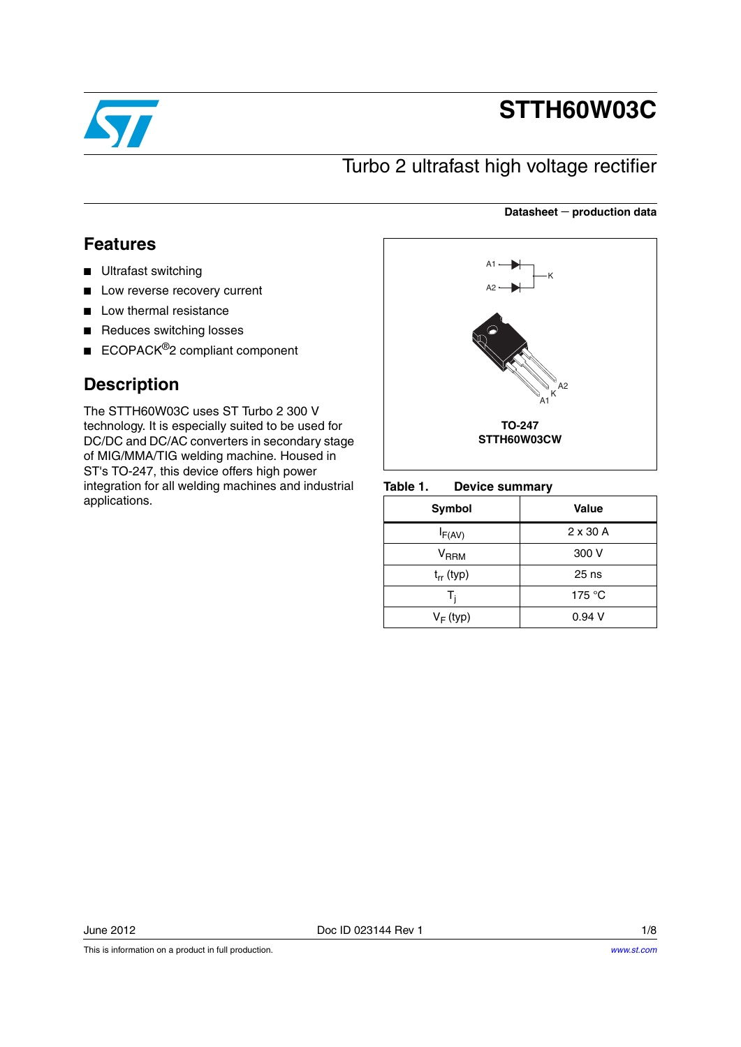# STTH60W03C

## Turbo 2 ultrafast high voltage rectifier

**Datasheet — production data**

## Features

- Ultrafast switching
- Low reverse recovery current
- Low thermal resistance
- Reduces switching losses
- ECOPACK®2 compliant component

## Description

The STTH60W03C uses ST Turbo 2 300 V technology. It is especially suited to be used for DC/DC and DC/AC converters in secondary stage of MIG/MMA/TIG welding machine. Housed in ST's TO-247, this device offers high power integration for all welding machines and industrial applications.

A1 A2 K

A2 K A1

**TO-247**
**STTH60W03CW**

**Table 1. Device summary**

| Symbol | Value |
|---|---|
| $I_{F(AV)}$ | 2 x 30 A |
| $V_{RRM}$ | 300 V |
| $t_{rr}$ (typ) | 25 ns |
| $T_j$ | 175 °C |
| $V_F$ (typ) | 0.94 V |

June 2012 Doc ID 023144 Rev 1

This is information on a product in full production.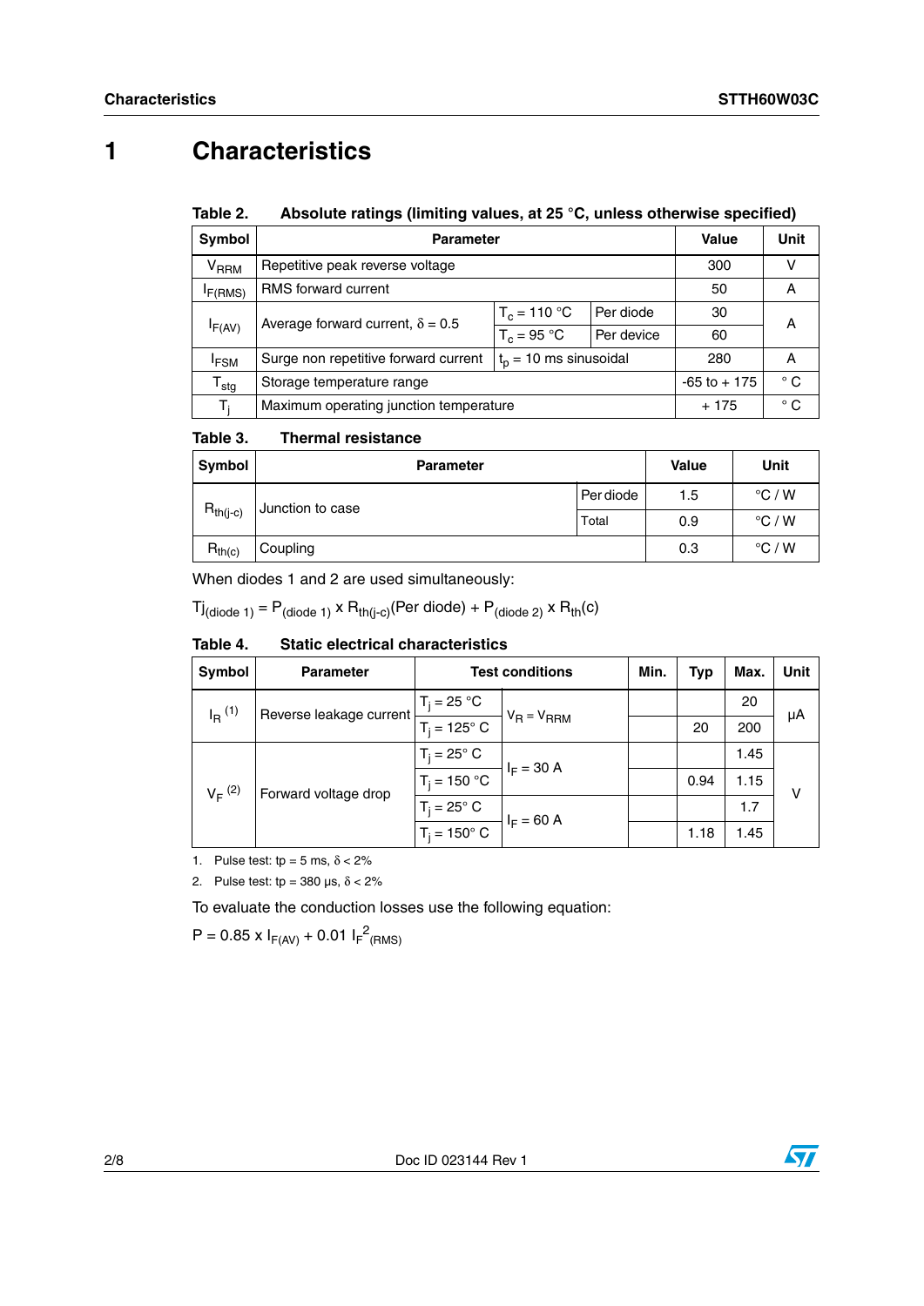# 1 Characteristics

**Table 2. Absolute ratings (limiting values, at 25 °C, unless otherwise specified)**

| Symbol | Parameter | | | Value | Unit |
|---|---|---|---|---|---|
| $V_{RRM}$ | Repetitive peak reverse voltage | | | 300 | V |
| $I_{F(RMS)}$ | RMS forward current | | | 50 | A |
| $I_{F(AV)}$ | Average forward current, $\delta = 0.5$ | $T_c = 110$ °C | Per diode | 30 | A |
| | | $T_c = 95$ °C | Per device | 60 | |
| $I_{FSM}$ | Surge non repetitive forward current | $t_p = 10$ ms sinusoidal | | 280 | A |
| $T_{stg}$ | Storage temperature range | | | -65 to + 175 | ° C |
| $T_j$ | Maximum operating junction temperature | | | + 175 | ° C |

**Table 3. Thermal resistance**

| Symbol | Parameter | | Value | Unit |
|---|---|---|---|---|
| $R_{th(j-c)}$ | Junction to case | Per diode | 1.5 | °C / W |
| | | Total | 0.9 | °C / W |
| $R_{th(c)}$ | Coupling | | 0.3 | °C / W |

When diodes 1 and 2 are used simultaneously:

$$Tj_{(diode\ 1)} = P_{(diode\ 1)} \times R_{th(j-c)}(\text{Per diode}) + P_{(diode\ 2)} \times R_{th}(c)$$

**Table 4. Static electrical characteristics**

| Symbol | Parameter | Test conditions | | Min. | Typ | Max. | Unit |
|---|---|---|---|---|---|---|---|
| $I_R$ (1) | Reverse leakage current | $T_j = 25$ °C | $V_R = V_{RRM}$ | | | 20 | µA |
| | | $T_j = 125$° C | | | 20 | 200 | |
| $V_F$ (2) | Forward voltage drop | $T_j = 25$° C | $I_F = 30$ A | | | 1.45 | V |
| | | $T_j = 150$ °C | | | 0.94 | 1.15 | |
| | | $T_j = 25$° C | $I_F = 60$ A | | | 1.7 | |
| | | $T_j = 150$° C | | | 1.18 | 1.45 | |

1. Pulse test: tp = 5 ms, $\delta < 2\%$
2. Pulse test: tp = 380 µs, $\delta < 2\%$

To evaluate the conduction losses use the following equation:

$$P = 0.85 \times I_{F(AV)} + 0.01\ I_{F}^{2}{}_{(RMS)}$$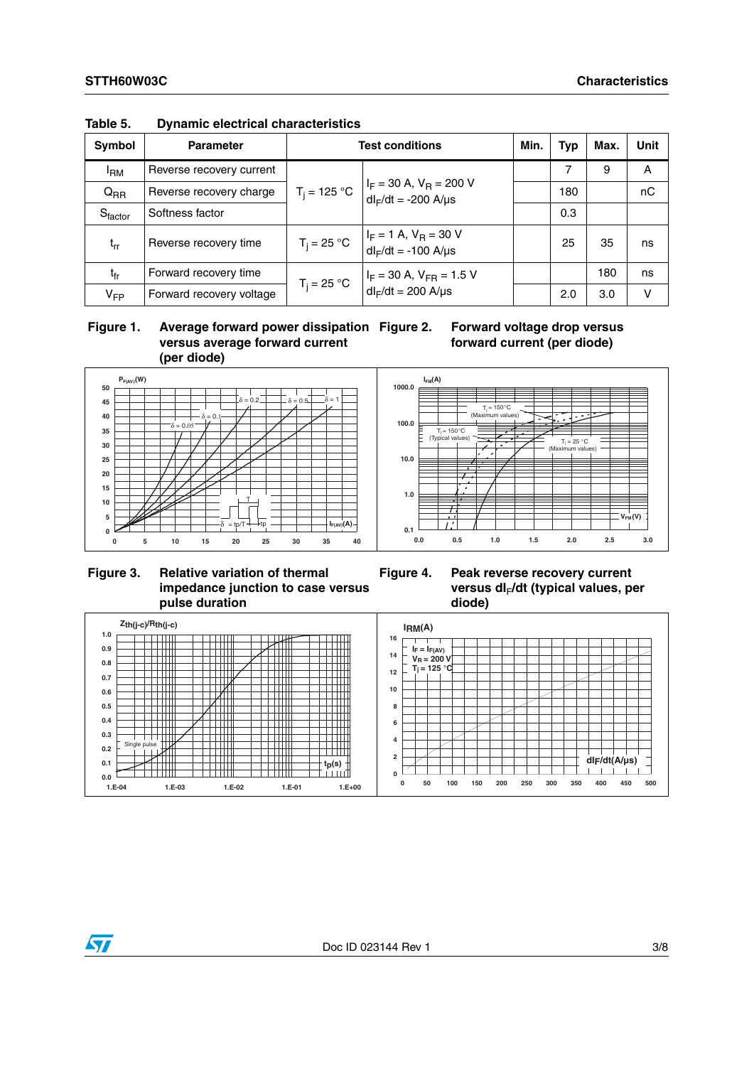Table 5. Dynamic electrical characteristics

| Symbol | Parameter | Test conditions | | Min. | Typ | Max. | Unit |
|---|---|---|---|---|---|---|---|
| $I_{RM}$ | Reverse recovery current | $T_j$ = 125 °C | $I_F$ = 30 A, $V_R$ = 200 V $dI_F/dt$ = -200 A/µs | | 7 | 9 | A |
| $Q_{RR}$ | Reverse recovery charge | | | | 180 | | nC |
| $S_{factor}$ | Softness factor | | | | 0.3 | | |
| $t_{rr}$ | Reverse recovery time | $T_j$ = 25 °C | $I_F$ = 1 A, $V_R$ = 30 V $dI_F/dt$ = -100 A/µs | | 25 | 35 | ns |
| $t_{fr}$ | Forward recovery time | $T_j$ = 25 °C | $I_F$ = 30 A, $V_{FR}$ = 1.5 V $dI_F/dt$ = 200 A/µs | | | 180 | ns |
| $V_{FP}$ | Forward recovery voltage | | | | 2.0 | 3.0 | V |

Figure 1. Average forward power dissipation versus average forward current (per diode)

Figure 2. Forward voltage drop versus forward current (per diode)

Figure 3. Relative variation of thermal impedance junction to case versus pulse duration

Figure 4. Peak reverse recovery current versus $dI_F/dt$ (typical values, per diode)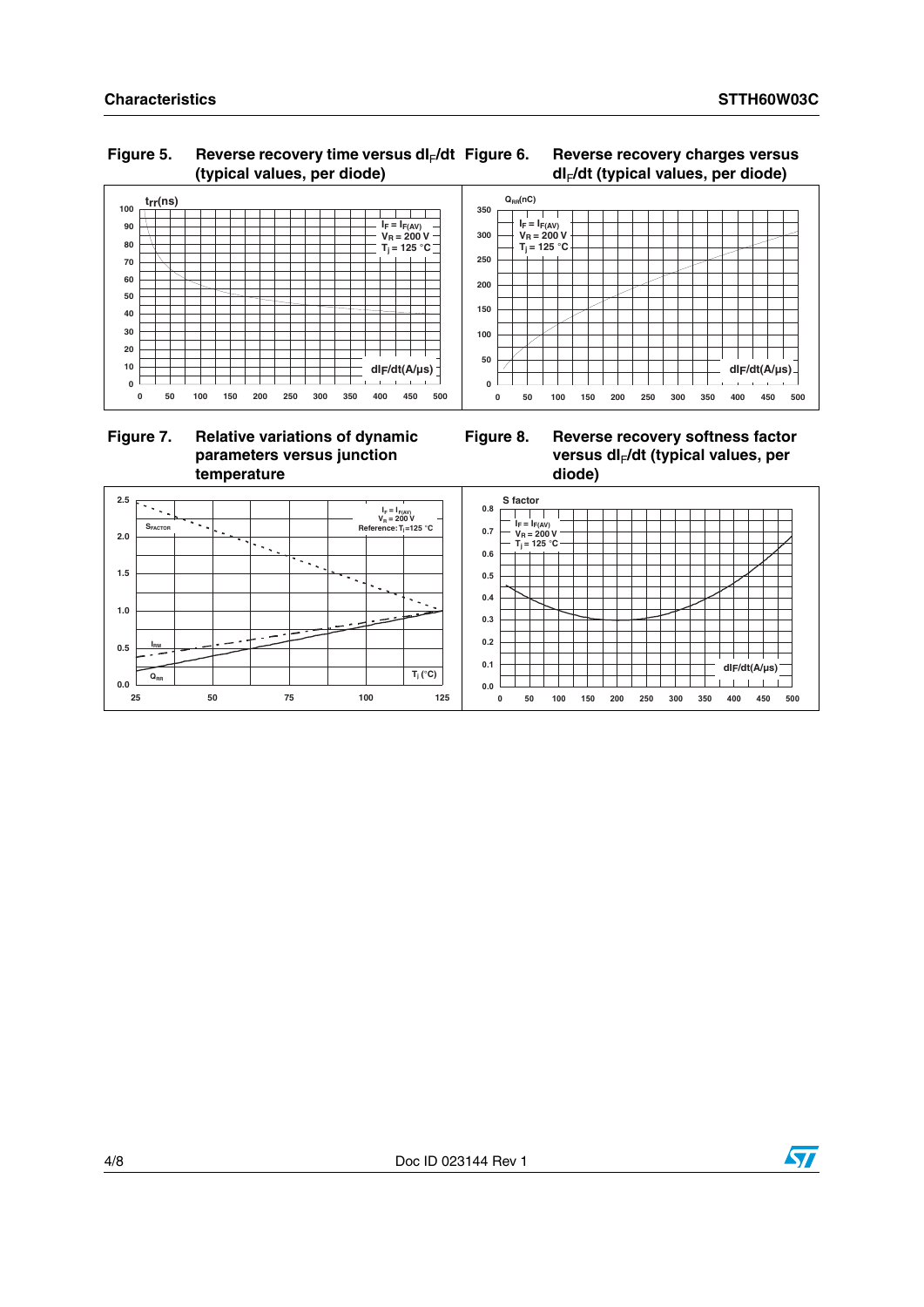**Figure 5. Reverse recovery time versus $dI_F/dt$ (typical values, per diode)**

**Figure 6. Reverse recovery charges versus $dI_F/dt$ (typical values, per diode)**

**Figure 7. Relative variations of dynamic parameters versus junction temperature**

**Figure 8. Reverse recovery softness factor versus $dI_F/dt$ (typical values, per diode)**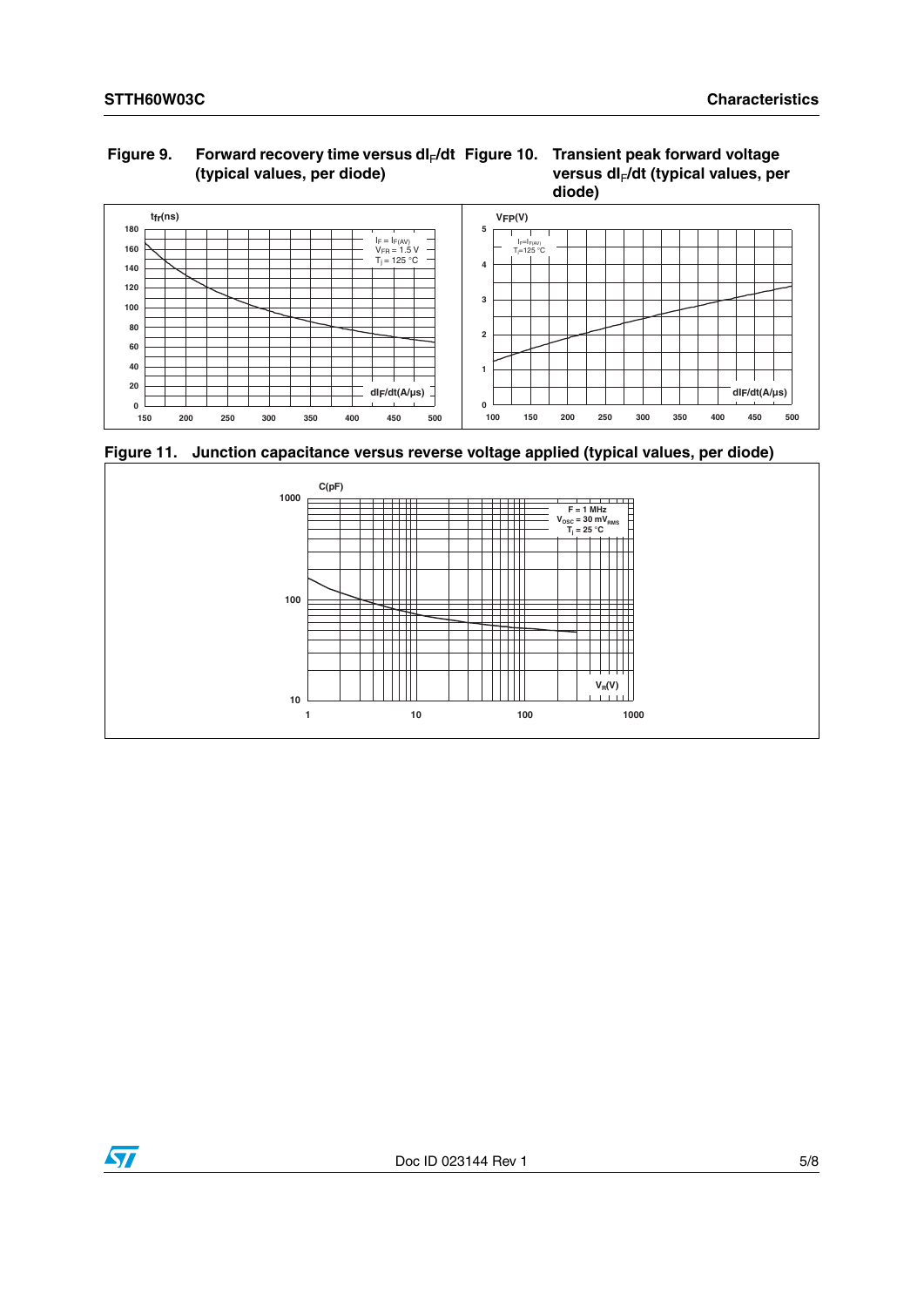**Figure 9. Forward recovery time versus $dI_F/dt$ (typical values, per diode)**

**Figure 10. Transient peak forward voltage versus $dI_F/dt$ (typical values, per diode)**

**Figure 11. Junction capacitance versus reverse voltage applied (typical values, per diode)**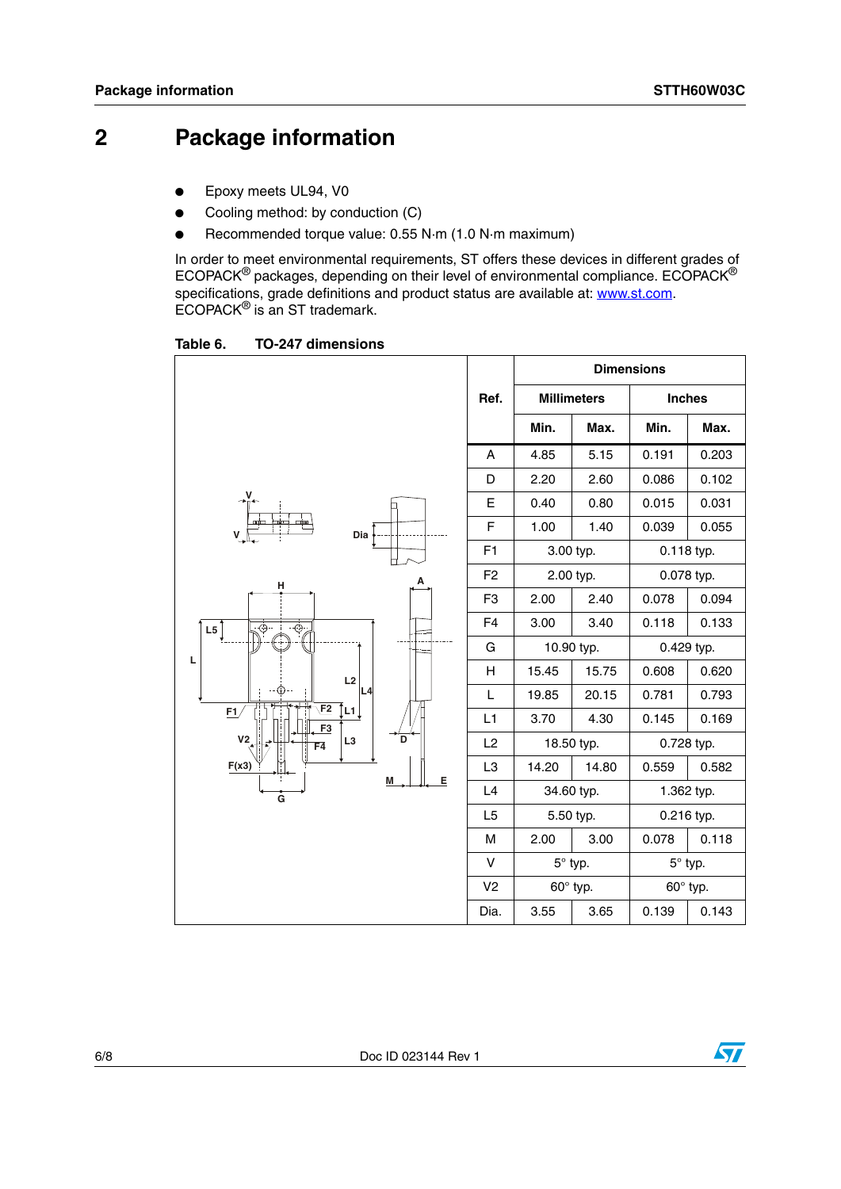# 2 Package information

- Epoxy meets UL94, V0
- Cooling method: by conduction (C)
- Recommended torque value: 0.55 N·m (1.0 N·m maximum)

In order to meet environmental requirements, ST offers these devices in different grades of ECOPACK® packages, depending on their level of environmental compliance. ECOPACK® specifications, grade definitions and product status are available at: www.st.com. ECOPACK® is an ST trademark.

**Table 6. TO-247 dimensions**

| Ref. | Millimeters | | Inches | |
|---|---|---|---|---|
| | Min. | Max. | Min. | Max. |
| A | 4.85 | 5.15 | 0.191 | 0.203 |
| D | 2.20 | 2.60 | 0.086 | 0.102 |
| E | 0.40 | 0.80 | 0.015 | 0.031 |
| F | 1.00 | 1.40 | 0.039 | 0.055 |
| F1 | 3.00 typ. | | 0.118 typ. | |
| F2 | 2.00 typ. | | 0.078 typ. | |
| F3 | 2.00 | 2.40 | 0.078 | 0.094 |
| F4 | 3.00 | 3.40 | 0.118 | 0.133 |
| G | 10.90 typ. | | 0.429 typ. | |
| H | 15.45 | 15.75 | 0.608 | 0.620 |
| L | 19.85 | 20.15 | 0.781 | 0.793 |
| L1 | 3.70 | 4.30 | 0.145 | 0.169 |
| L2 | 18.50 typ. | | 0.728 typ. | |
| L3 | 14.20 | 14.80 | 0.559 | 0.582 |
| L4 | 34.60 typ. | | 1.362 typ. | |
| L5 | 5.50 typ. | | 0.216 typ. | |
| M | 2.00 | 3.00 | 0.078 | 0.118 |
| V | 5° typ. | | 5° typ. | |
| V2 | 60° typ. | | 60° typ. | |
| Dia. | 3.55 | 3.65 | 0.139 | 0.143 |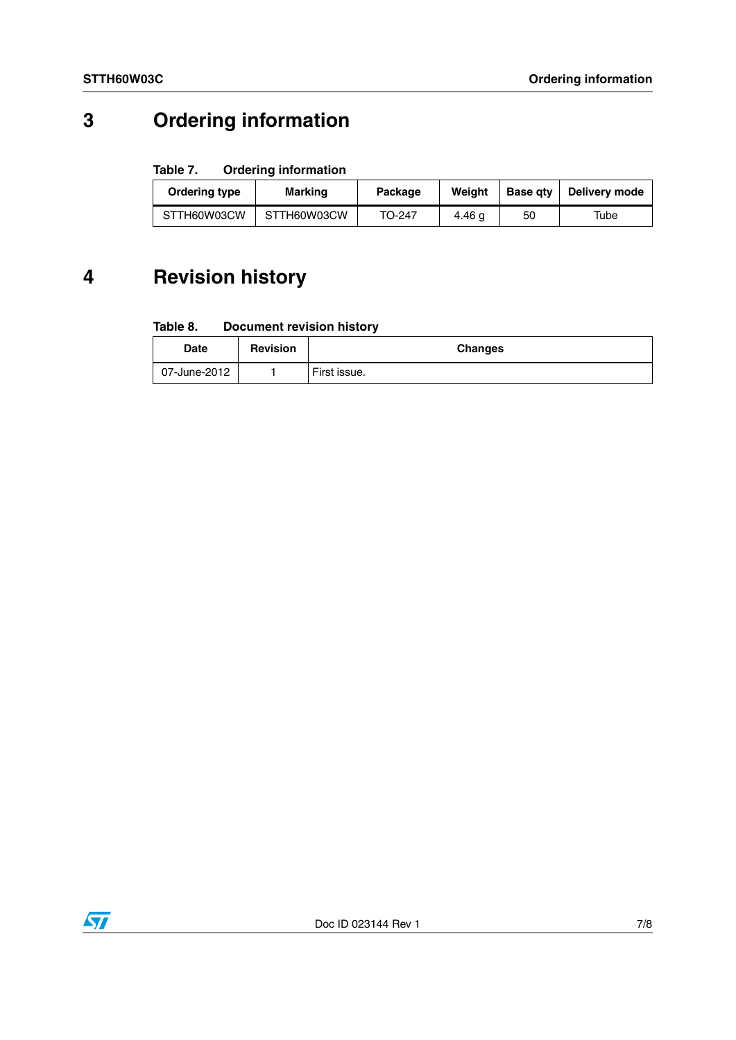# 3 Ordering information

**Table 7. Ordering information**

| Ordering type | Marking | Package | Weight | Base qty | Delivery mode |
|---|---|---|---|---|---|
| STTH60W03CW | STTH60W03CW | TO-247 | 4.46 g | 50 | Tube |

# 4 Revision history

**Table 8. Document revision history**

| Date | Revision | Changes |
|---|---|---|
| 07-June-2012 | 1 | First issue. |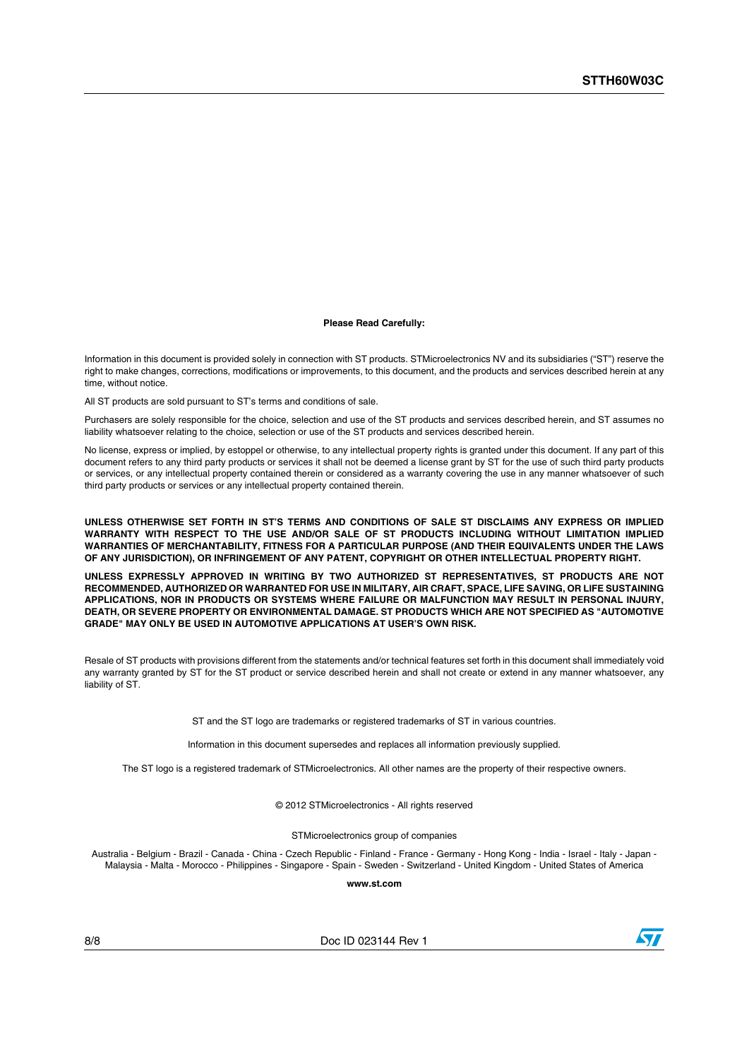**Please Read Carefully:**

Information in this document is provided solely in connection with ST products. STMicroelectronics NV and its subsidiaries ("ST") reserve the right to make changes, corrections, modifications or improvements, to this document, and the products and services described herein at any time, without notice.

All ST products are sold pursuant to ST's terms and conditions of sale.

Purchasers are solely responsible for the choice, selection and use of the ST products and services described herein, and ST assumes no liability whatsoever relating to the choice, selection or use of the ST products and services described herein.

No license, express or implied, by estoppel or otherwise, to any intellectual property rights is granted under this document. If any part of this document refers to any third party products or services it shall not be deemed a license grant by ST for the use of such third party products or services, or any intellectual property contained therein or considered as a warranty covering the use in any manner whatsoever of such third party products or services or any intellectual property contained therein.

**UNLESS OTHERWISE SET FORTH IN ST'S TERMS AND CONDITIONS OF SALE ST DISCLAIMS ANY EXPRESS OR IMPLIED WARRANTY WITH RESPECT TO THE USE AND/OR SALE OF ST PRODUCTS INCLUDING WITHOUT LIMITATION IMPLIED WARRANTIES OF MERCHANTABILITY, FITNESS FOR A PARTICULAR PURPOSE (AND THEIR EQUIVALENTS UNDER THE LAWS OF ANY JURISDICTION), OR INFRINGEMENT OF ANY PATENT, COPYRIGHT OR OTHER INTELLECTUAL PROPERTY RIGHT.**

**UNLESS EXPRESSLY APPROVED IN WRITING BY TWO AUTHORIZED ST REPRESENTATIVES, ST PRODUCTS ARE NOT RECOMMENDED, AUTHORIZED OR WARRANTED FOR USE IN MILITARY, AIR CRAFT, SPACE, LIFE SAVING, OR LIFE SUSTAINING APPLICATIONS, NOR IN PRODUCTS OR SYSTEMS WHERE FAILURE OR MALFUNCTION MAY RESULT IN PERSONAL INJURY, DEATH, OR SEVERE PROPERTY OR ENVIRONMENTAL DAMAGE. ST PRODUCTS WHICH ARE NOT SPECIFIED AS "AUTOMOTIVE GRADE" MAY ONLY BE USED IN AUTOMOTIVE APPLICATIONS AT USER'S OWN RISK.**

Resale of ST products with provisions different from the statements and/or technical features set forth in this document shall immediately void any warranty granted by ST for the ST product or service described herein and shall not create or extend in any manner whatsoever, any liability of ST.

ST and the ST logo are trademarks or registered trademarks of ST in various countries.

Information in this document supersedes and replaces all information previously supplied.

The ST logo is a registered trademark of STMicroelectronics. All other names are the property of their respective owners.

© 2012 STMicroelectronics - All rights reserved

STMicroelectronics group of companies

Australia - Belgium - Brazil - Canada - China - Czech Republic - Finland - France - Germany - Hong Kong - India - Israel - Italy - Japan - Malaysia - Malta - Morocco - Philippines - Singapore - Spain - Sweden - Switzerland - United Kingdom - United States of America

**www.st.com**